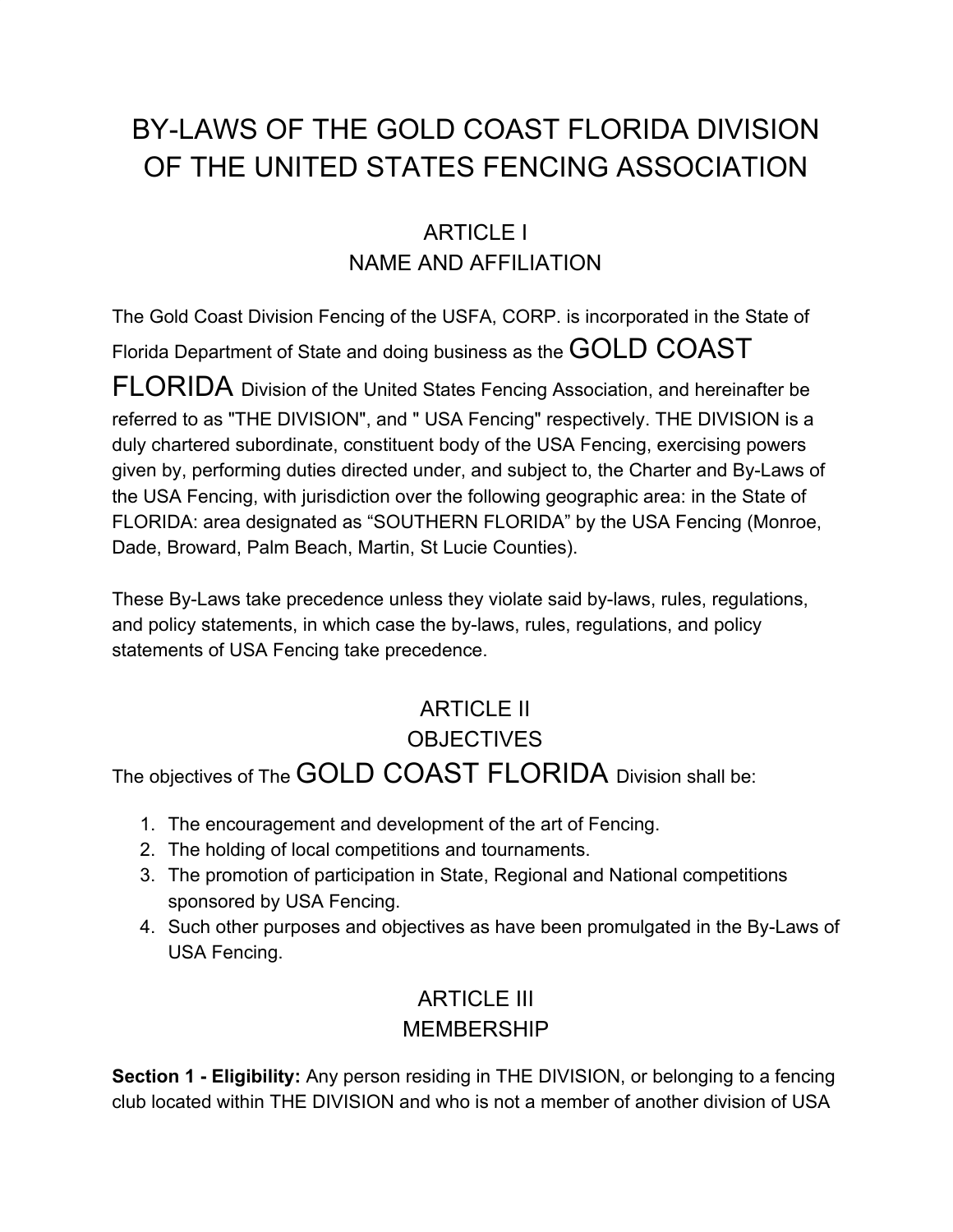# BY-LAWS OF THE GOLD COAST FLORIDA DIVISION OF THE UNITED STATES FENCING ASSOCIATION

## ARTICLE I
## NAME AND AFFILIATION

The Gold Coast Division Fencing of the USFA, CORP. is incorporated in the State of Florida Department of State and doing business as the GOLD COAST FLORIDA Division of the United States Fencing Association, and hereinafter be referred to as "THE DIVISION", and " USA Fencing" respectively. THE DIVISION is a duly chartered subordinate, constituent body of the USA Fencing, exercising powers given by, performing duties directed under, and subject to, the Charter and By-Laws of the USA Fencing, with jurisdiction over the following geographic area: in the State of FLORIDA: area designated as “SOUTHERN FLORIDA” by the USA Fencing (Monroe, Dade, Broward, Palm Beach, Martin, St Lucie Counties).

These By-Laws take precedence unless they violate said by-laws, rules, regulations, and policy statements, in which case the by-laws, rules, regulations, and policy statements of USA Fencing take precedence.

## ARTICLE II
## OBJECTIVES

The objectives of The GOLD COAST FLORIDA Division shall be:

1. The encouragement and development of the art of Fencing.
2. The holding of local competitions and tournaments.
3. The promotion of participation in State, Regional and National competitions sponsored by USA Fencing.
4. Such other purposes and objectives as have been promulgated in the By-Laws of USA Fencing.

## ARTICLE III
## MEMBERSHIP

**Section 1 - Eligibility:** Any person residing in THE DIVISION, or belonging to a fencing club located within THE DIVISION and who is not a member of another division of USA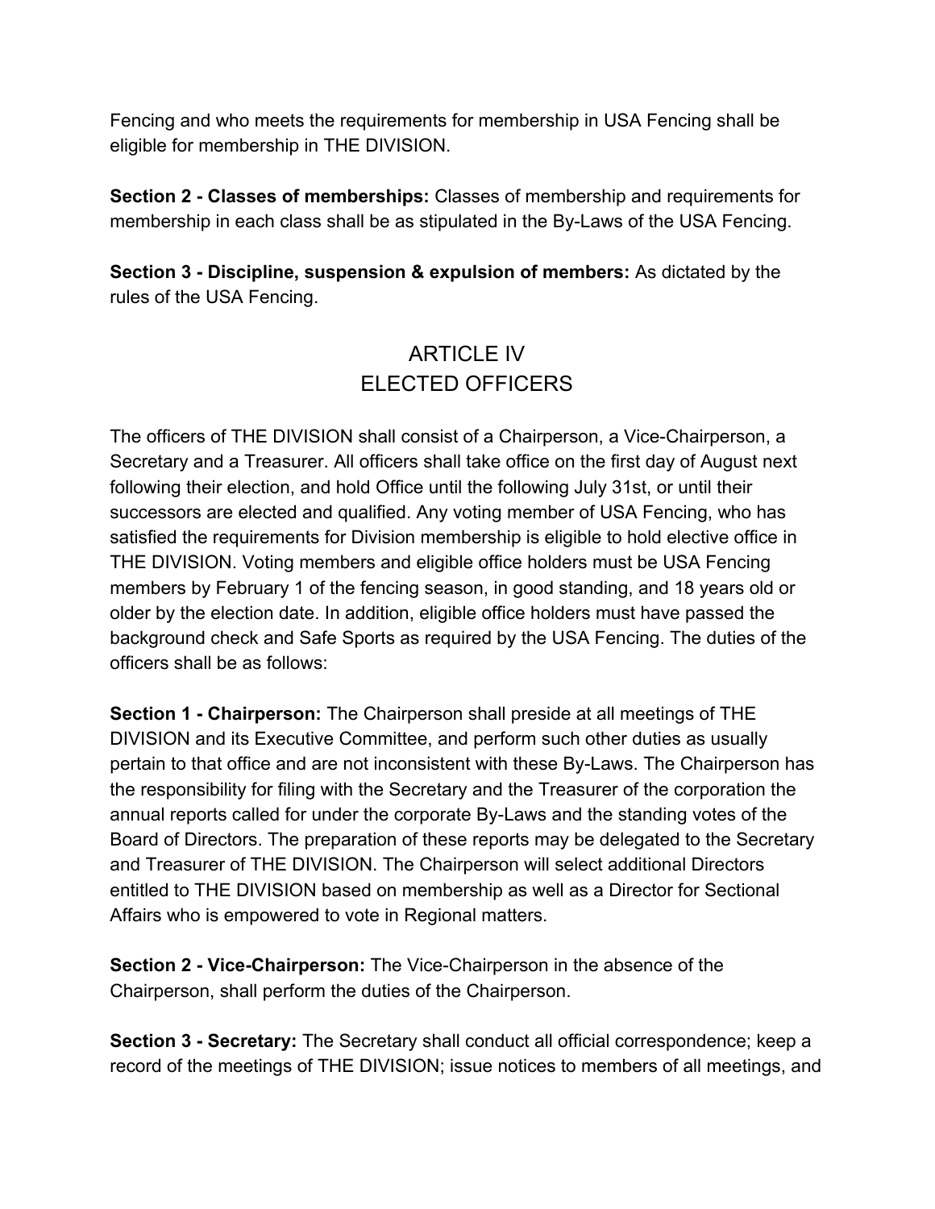Fencing and who meets the requirements for membership in USA Fencing shall be eligible for membership in THE DIVISION.

**Section 2 - Classes of memberships:** Classes of membership and requirements for membership in each class shall be as stipulated in the By-Laws of the USA Fencing.

**Section 3 - Discipline, suspension & expulsion of members:** As dictated by the rules of the USA Fencing.

## ARTICLE IV
## ELECTED OFFICERS

The officers of THE DIVISION shall consist of a Chairperson, a Vice-Chairperson, a Secretary and a Treasurer. All officers shall take office on the first day of August next following their election, and hold Office until the following July 31st, or until their successors are elected and qualified. Any voting member of USA Fencing, who has satisfied the requirements for Division membership is eligible to hold elective office in THE DIVISION. Voting members and eligible office holders must be USA Fencing members by February 1 of the fencing season, in good standing, and 18 years old or older by the election date. In addition, eligible office holders must have passed the background check and Safe Sports as required by the USA Fencing. The duties of the officers shall be as follows:

**Section 1 - Chairperson:** The Chairperson shall preside at all meetings of THE DIVISION and its Executive Committee, and perform such other duties as usually pertain to that office and are not inconsistent with these By-Laws. The Chairperson has the responsibility for filing with the Secretary and the Treasurer of the corporation the annual reports called for under the corporate By-Laws and the standing votes of the Board of Directors. The preparation of these reports may be delegated to the Secretary and Treasurer of THE DIVISION. The Chairperson will select additional Directors entitled to THE DIVISION based on membership as well as a Director for Sectional Affairs who is empowered to vote in Regional matters.

**Section 2 - Vice-Chairperson:** The Vice-Chairperson in the absence of the Chairperson, shall perform the duties of the Chairperson.

**Section 3 - Secretary:** The Secretary shall conduct all official correspondence; keep a record of the meetings of THE DIVISION; issue notices to members of all meetings, and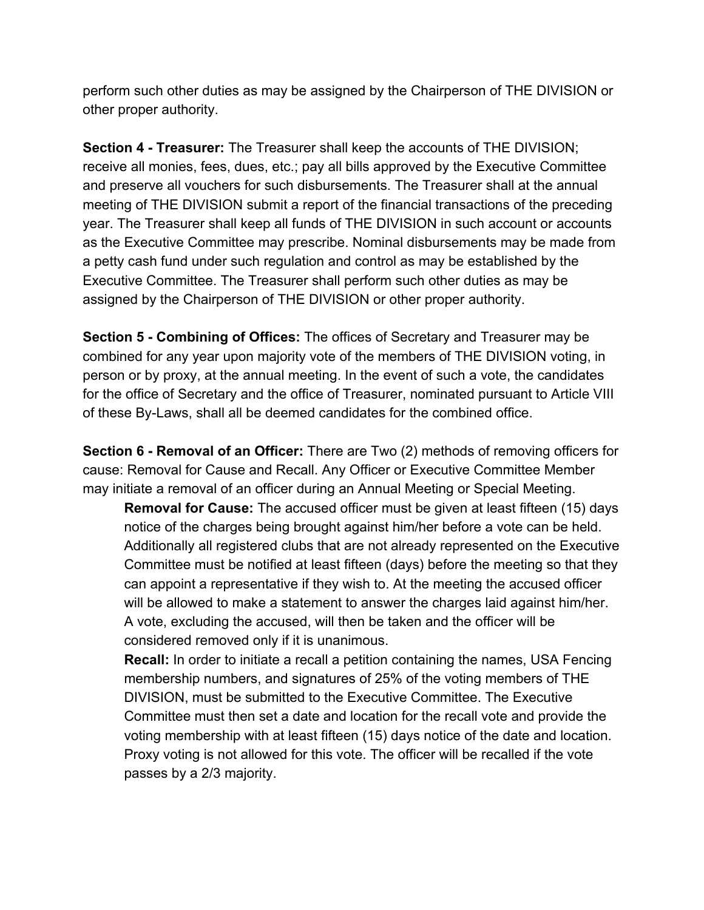perform such other duties as may be assigned by the Chairperson of THE DIVISION or other proper authority.

**Section 4 - Treasurer:** The Treasurer shall keep the accounts of THE DIVISION; receive all monies, fees, dues, etc.; pay all bills approved by the Executive Committee and preserve all vouchers for such disbursements. The Treasurer shall at the annual meeting of THE DIVISION submit a report of the financial transactions of the preceding year. The Treasurer shall keep all funds of THE DIVISION in such account or accounts as the Executive Committee may prescribe. Nominal disbursements may be made from a petty cash fund under such regulation and control as may be established by the Executive Committee. The Treasurer shall perform such other duties as may be assigned by the Chairperson of THE DIVISION or other proper authority.

**Section 5 - Combining of Offices:** The offices of Secretary and Treasurer may be combined for any year upon majority vote of the members of THE DIVISION voting, in person or by proxy, at the annual meeting. In the event of such a vote, the candidates for the office of Secretary and the office of Treasurer, nominated pursuant to Article VIII of these By-Laws, shall all be deemed candidates for the combined office.

**Section 6 - Removal of an Officer:** There are Two (2) methods of removing officers for cause: Removal for Cause and Recall. Any Officer or Executive Committee Member may initiate a removal of an officer during an Annual Meeting or Special Meeting.

**Removal for Cause:** The accused officer must be given at least fifteen (15) days notice of the charges being brought against him/her before a vote can be held. Additionally all registered clubs that are not already represented on the Executive Committee must be notified at least fifteen (days) before the meeting so that they can appoint a representative if they wish to. At the meeting the accused officer will be allowed to make a statement to answer the charges laid against him/her. A vote, excluding the accused, will then be taken and the officer will be considered removed only if it is unanimous.

**Recall:** In order to initiate a recall a petition containing the names, USA Fencing membership numbers, and signatures of 25% of the voting members of THE DIVISION, must be submitted to the Executive Committee. The Executive Committee must then set a date and location for the recall vote and provide the voting membership with at least fifteen (15) days notice of the date and location. Proxy voting is not allowed for this vote. The officer will be recalled if the vote passes by a 2/3 majority.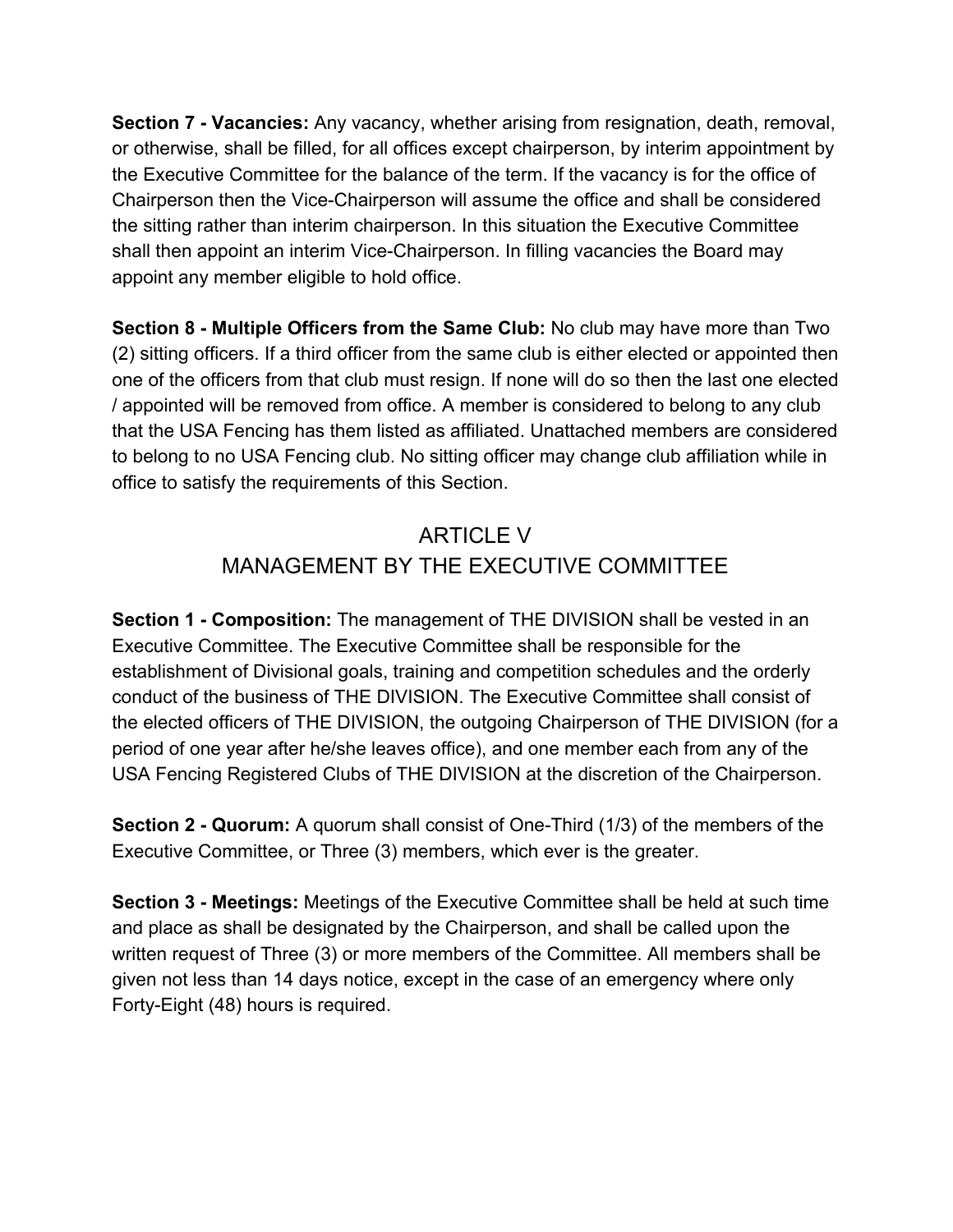**Section 7 - Vacancies:** Any vacancy, whether arising from resignation, death, removal, or otherwise, shall be filled, for all offices except chairperson, by interim appointment by the Executive Committee for the balance of the term. If the vacancy is for the office of Chairperson then the Vice-Chairperson will assume the office and shall be considered the sitting rather than interim chairperson. In this situation the Executive Committee shall then appoint an interim Vice-Chairperson. In filling vacancies the Board may appoint any member eligible to hold office.

**Section 8 - Multiple Officers from the Same Club:** No club may have more than Two (2) sitting officers. If a third officer from the same club is either elected or appointed then one of the officers from that club must resign. If none will do so then the last one elected / appointed will be removed from office. A member is considered to belong to any club that the USA Fencing has them listed as affiliated. Unattached members are considered to belong to no USA Fencing club. No sitting officer may change club affiliation while in office to satisfy the requirements of this Section.

## ARTICLE V
## MANAGEMENT BY THE EXECUTIVE COMMITTEE

**Section 1 - Composition:** The management of THE DIVISION shall be vested in an Executive Committee. The Executive Committee shall be responsible for the establishment of Divisional goals, training and competition schedules and the orderly conduct of the business of THE DIVISION. The Executive Committee shall consist of the elected officers of THE DIVISION, the outgoing Chairperson of THE DIVISION (for a period of one year after he/she leaves office), and one member each from any of the USA Fencing Registered Clubs of THE DIVISION at the discretion of the Chairperson.

**Section 2 - Quorum:** A quorum shall consist of One-Third (1/3) of the members of the Executive Committee, or Three (3) members, which ever is the greater.

**Section 3 - Meetings:** Meetings of the Executive Committee shall be held at such time and place as shall be designated by the Chairperson, and shall be called upon the written request of Three (3) or more members of the Committee. All members shall be given not less than 14 days notice, except in the case of an emergency where only Forty-Eight (48) hours is required.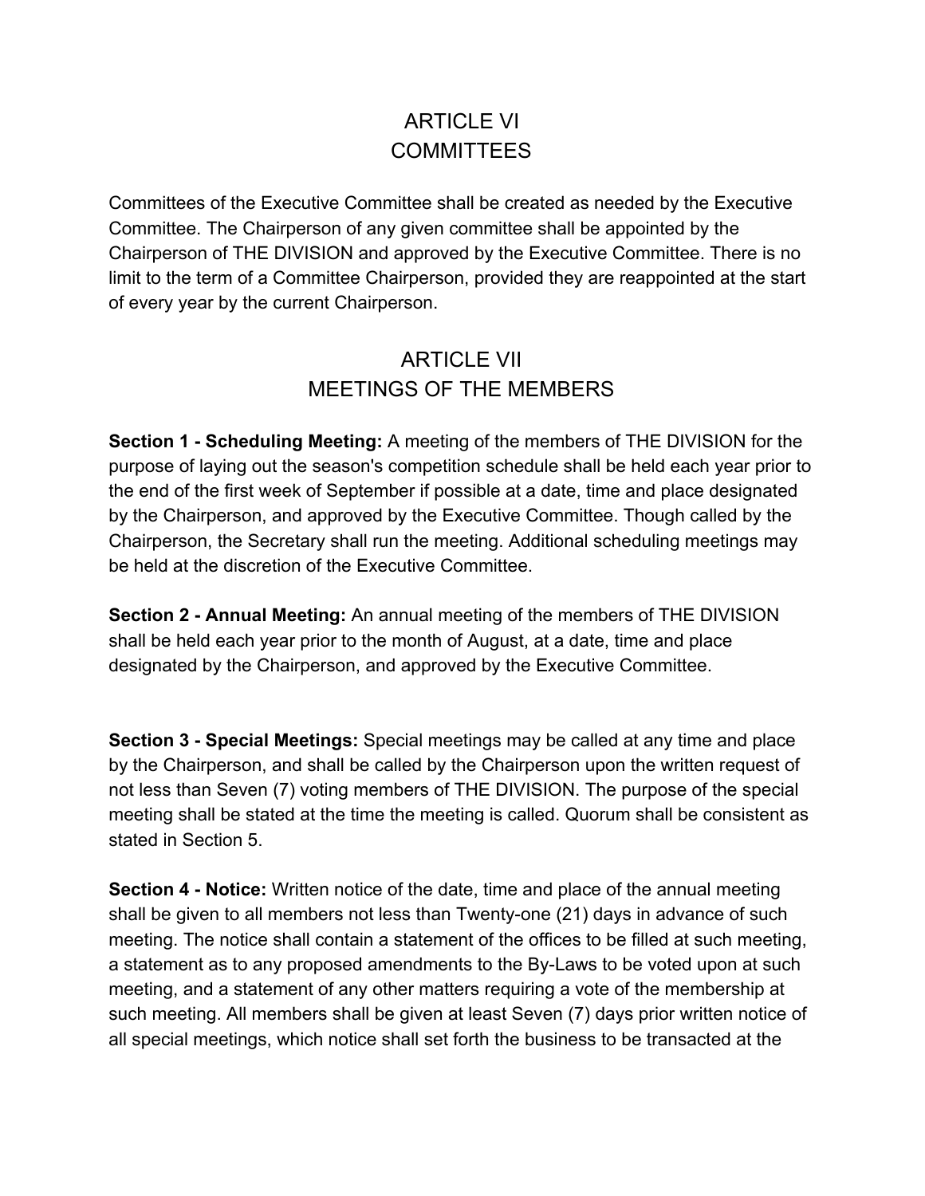# ARTICLE VI
# COMMITTEES

Committees of the Executive Committee shall be created as needed by the Executive Committee. The Chairperson of any given committee shall be appointed by the Chairperson of THE DIVISION and approved by the Executive Committee. There is no limit to the term of a Committee Chairperson, provided they are reappointed at the start of every year by the current Chairperson.

# ARTICLE VII
# MEETINGS OF THE MEMBERS

**Section 1 - Scheduling Meeting:** A meeting of the members of THE DIVISION for the purpose of laying out the season's competition schedule shall be held each year prior to the end of the first week of September if possible at a date, time and place designated by the Chairperson, and approved by the Executive Committee. Though called by the Chairperson, the Secretary shall run the meeting. Additional scheduling meetings may be held at the discretion of the Executive Committee.

**Section 2 - Annual Meeting:** An annual meeting of the members of THE DIVISION shall be held each year prior to the month of August, at a date, time and place designated by the Chairperson, and approved by the Executive Committee.

**Section 3 - Special Meetings:** Special meetings may be called at any time and place by the Chairperson, and shall be called by the Chairperson upon the written request of not less than Seven (7) voting members of THE DIVISION. The purpose of the special meeting shall be stated at the time the meeting is called. Quorum shall be consistent as stated in Section 5.

**Section 4 - Notice:** Written notice of the date, time and place of the annual meeting shall be given to all members not less than Twenty-one (21) days in advance of such meeting. The notice shall contain a statement of the offices to be filled at such meeting, a statement as to any proposed amendments to the By-Laws to be voted upon at such meeting, and a statement of any other matters requiring a vote of the membership at such meeting. All members shall be given at least Seven (7) days prior written notice of all special meetings, which notice shall set forth the business to be transacted at the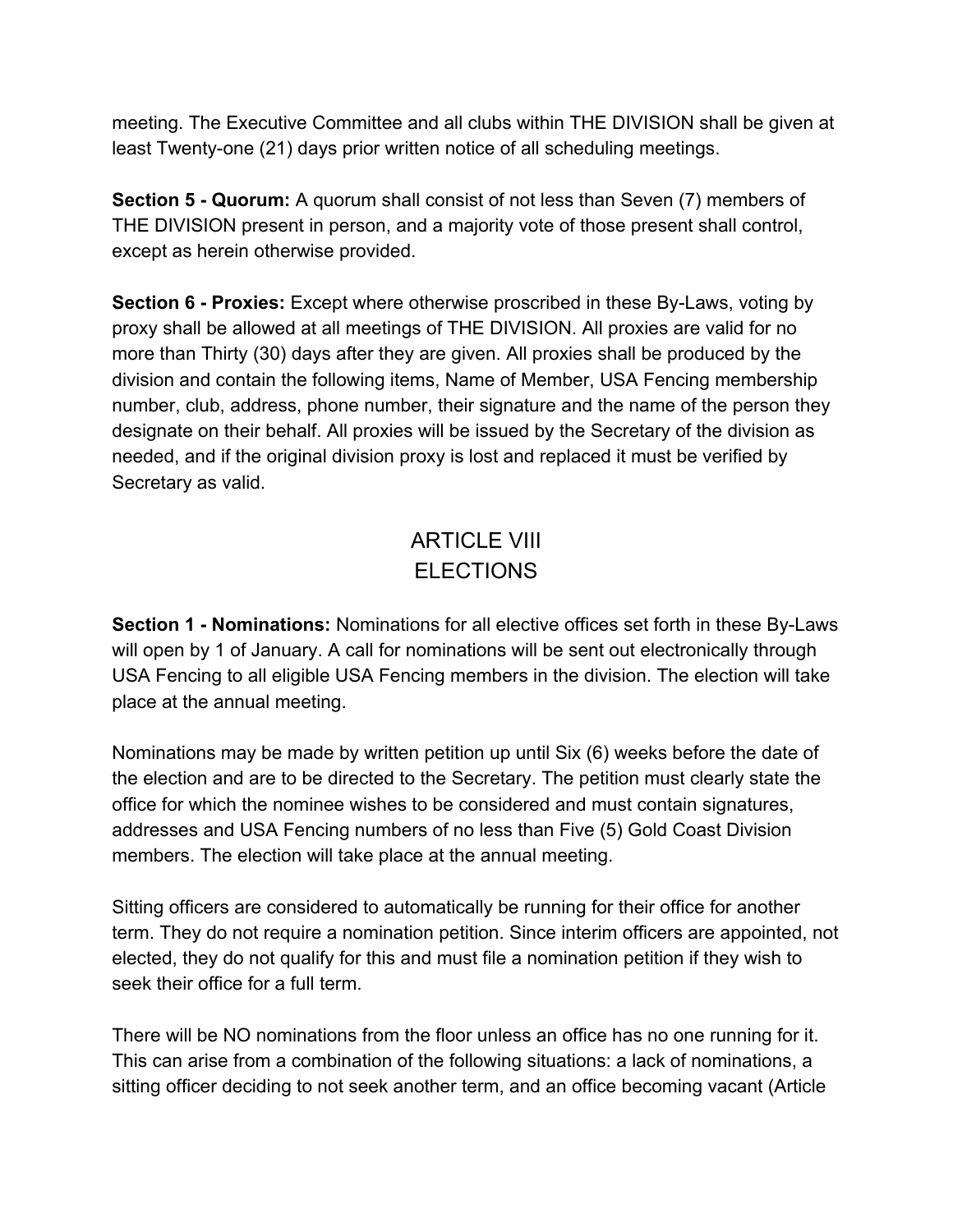meeting. The Executive Committee and all clubs within THE DIVISION shall be given at least Twenty-one (21) days prior written notice of all scheduling meetings.

**Section 5 - Quorum:** A quorum shall consist of not less than Seven (7) members of THE DIVISION present in person, and a majority vote of those present shall control, except as herein otherwise provided.

**Section 6 - Proxies:** Except where otherwise proscribed in these By-Laws, voting by proxy shall be allowed at all meetings of THE DIVISION. All proxies are valid for no more than Thirty (30) days after they are given. All proxies shall be produced by the division and contain the following items, Name of Member, USA Fencing membership number, club, address, phone number, their signature and the name of the person they designate on their behalf. All proxies will be issued by the Secretary of the division as needed, and if the original division proxy is lost and replaced it must be verified by Secretary as valid.

## ARTICLE VIII
## ELECTIONS

**Section 1 - Nominations:** Nominations for all elective offices set forth in these By-Laws will open by 1 of January. A call for nominations will be sent out electronically through USA Fencing to all eligible USA Fencing members in the division. The election will take place at the annual meeting.

Nominations may be made by written petition up until Six (6) weeks before the date of the election and are to be directed to the Secretary. The petition must clearly state the office for which the nominee wishes to be considered and must contain signatures, addresses and USA Fencing numbers of no less than Five (5) Gold Coast Division members. The election will take place at the annual meeting.

Sitting officers are considered to automatically be running for their office for another term. They do not require a nomination petition. Since interim officers are appointed, not elected, they do not qualify for this and must file a nomination petition if they wish to seek their office for a full term.

There will be NO nominations from the floor unless an office has no one running for it. This can arise from a combination of the following situations: a lack of nominations, a sitting officer deciding to not seek another term, and an office becoming vacant (Article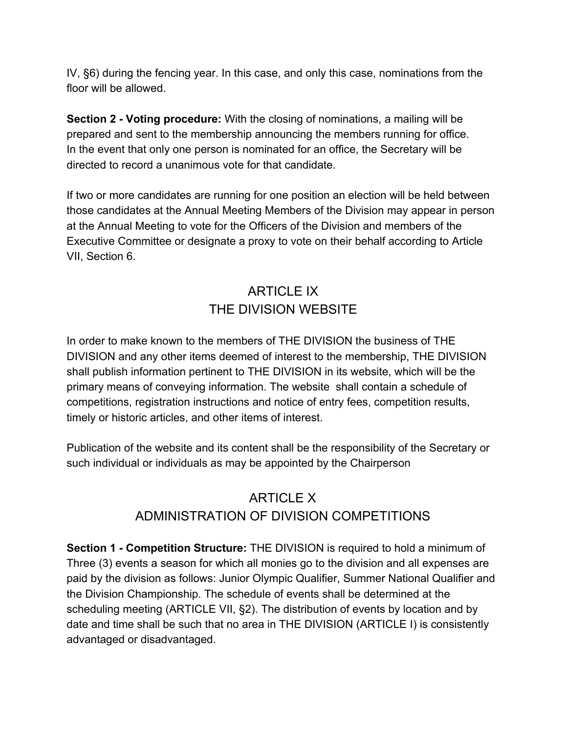IV, §6) during the fencing year. In this case, and only this case, nominations from the floor will be allowed.

**Section 2 - Voting procedure:** With the closing of nominations, a mailing will be prepared and sent to the membership announcing the members running for office. In the event that only one person is nominated for an office, the Secretary will be directed to record a unanimous vote for that candidate.

If two or more candidates are running for one position an election will be held between those candidates at the Annual Meeting Members of the Division may appear in person at the Annual Meeting to vote for the Officers of the Division and members of the Executive Committee or designate a proxy to vote on their behalf according to Article VII, Section 6.

## ARTICLE IX
## THE DIVISION WEBSITE

In order to make known to the members of THE DIVISION the business of THE DIVISION and any other items deemed of interest to the membership, THE DIVISION shall publish information pertinent to THE DIVISION in its website, which will be the primary means of conveying information. The website shall contain a schedule of competitions, registration instructions and notice of entry fees, competition results, timely or historic articles, and other items of interest.

Publication of the website and its content shall be the responsibility of the Secretary or such individual or individuals as may be appointed by the Chairperson

## ARTICLE X
## ADMINISTRATION OF DIVISION COMPETITIONS

**Section 1 - Competition Structure:** THE DIVISION is required to hold a minimum of Three (3) events a season for which all monies go to the division and all expenses are paid by the division as follows: Junior Olympic Qualifier, Summer National Qualifier and the Division Championship. The schedule of events shall be determined at the scheduling meeting (ARTICLE VII, §2). The distribution of events by location and by date and time shall be such that no area in THE DIVISION (ARTICLE I) is consistently advantaged or disadvantaged.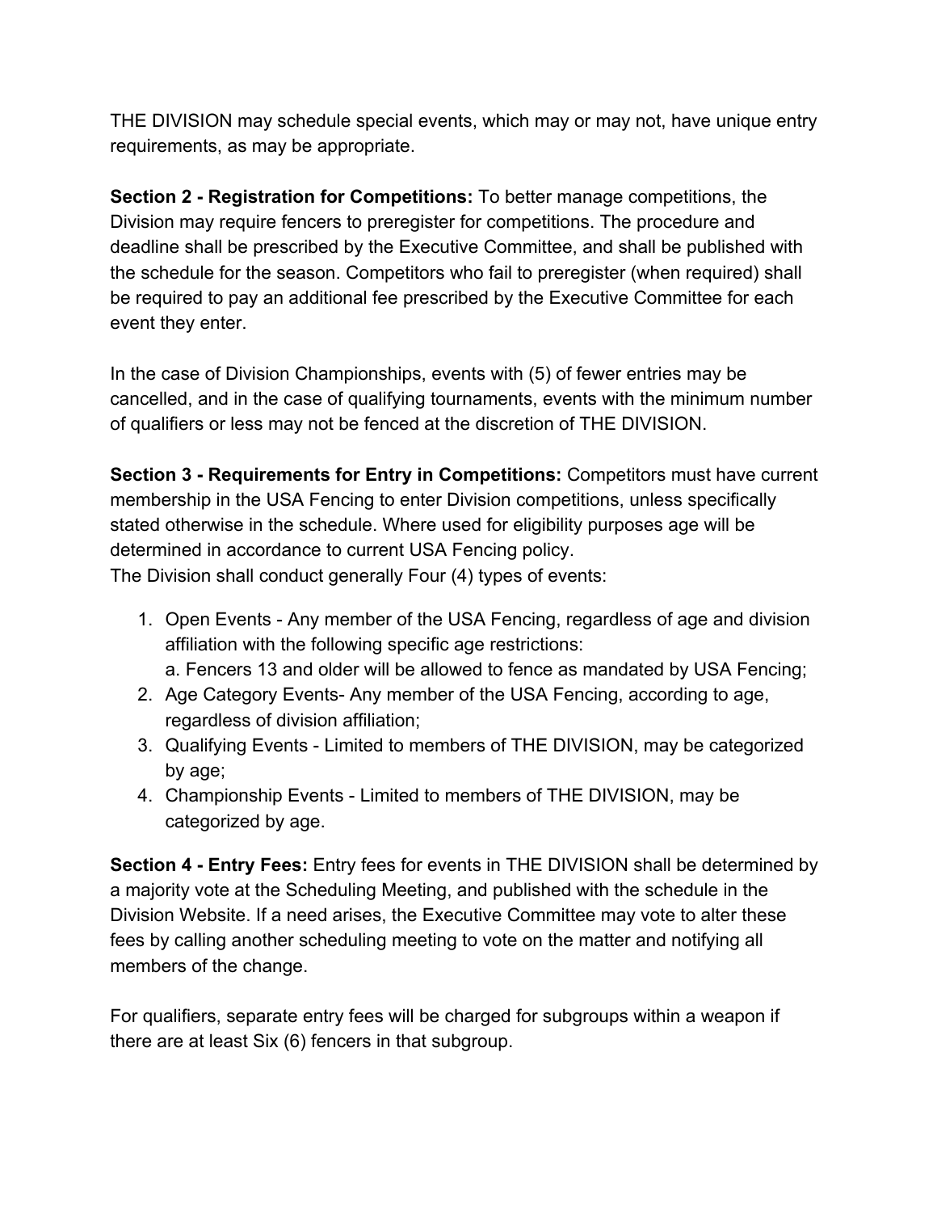THE DIVISION may schedule special events, which may or may not, have unique entry requirements, as may be appropriate.

**Section 2 - Registration for Competitions:** To better manage competitions, the Division may require fencers to preregister for competitions. The procedure and deadline shall be prescribed by the Executive Committee, and shall be published with the schedule for the season. Competitors who fail to preregister (when required) shall be required to pay an additional fee prescribed by the Executive Committee for each event they enter.

In the case of Division Championships, events with (5) of fewer entries may be cancelled, and in the case of qualifying tournaments, events with the minimum number of qualifiers or less may not be fenced at the discretion of THE DIVISION.

**Section 3 - Requirements for Entry in Competitions:** Competitors must have current membership in the USA Fencing to enter Division competitions, unless specifically stated otherwise in the schedule. Where used for eligibility purposes age will be determined in accordance to current USA Fencing policy.
The Division shall conduct generally Four (4) types of events:

1. Open Events - Any member of the USA Fencing, regardless of age and division affiliation with the following specific age restrictions:
   a. Fencers 13 and older will be allowed to fence as mandated by USA Fencing;
2. Age Category Events- Any member of the USA Fencing, according to age, regardless of division affiliation;
3. Qualifying Events - Limited to members of THE DIVISION, may be categorized by age;
4. Championship Events - Limited to members of THE DIVISION, may be categorized by age.

**Section 4 - Entry Fees:** Entry fees for events in THE DIVISION shall be determined by a majority vote at the Scheduling Meeting, and published with the schedule in the Division Website. If a need arises, the Executive Committee may vote to alter these fees by calling another scheduling meeting to vote on the matter and notifying all members of the change.

For qualifiers, separate entry fees will be charged for subgroups within a weapon if there are at least Six (6) fencers in that subgroup.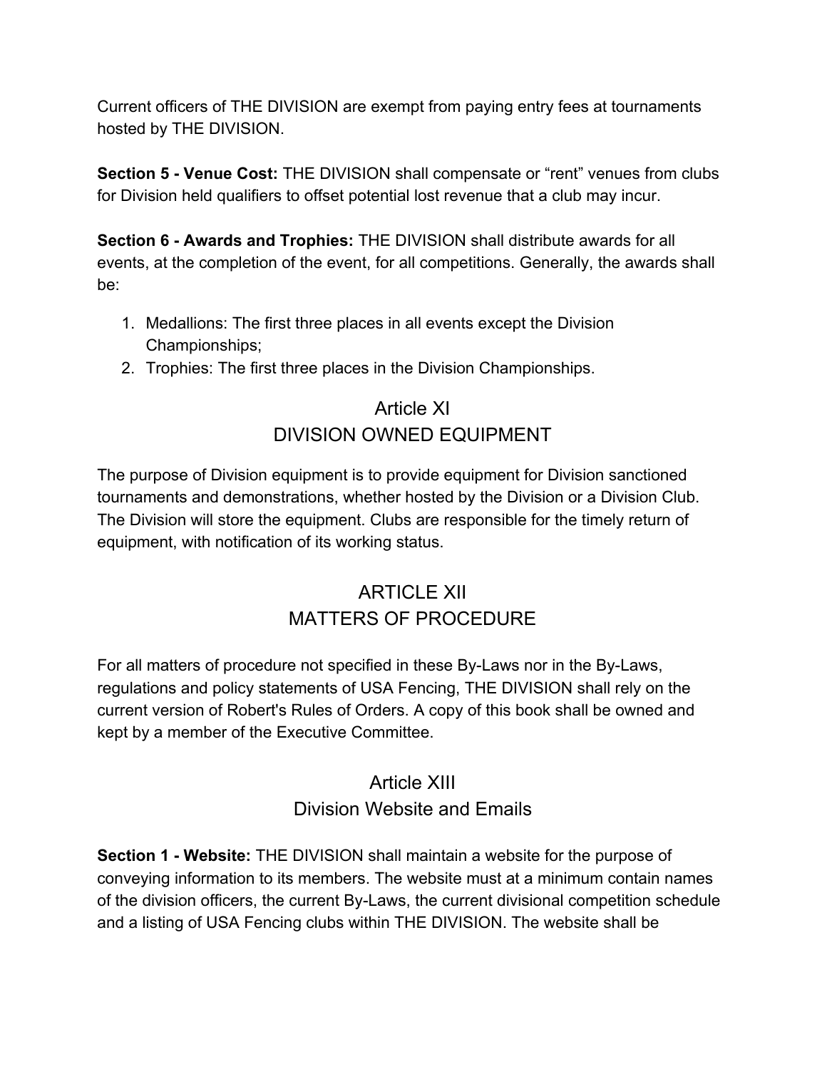Current officers of THE DIVISION are exempt from paying entry fees at tournaments hosted by THE DIVISION.

**Section 5 - Venue Cost:** THE DIVISION shall compensate or "rent" venues from clubs for Division held qualifiers to offset potential lost revenue that a club may incur.

**Section 6 - Awards and Trophies:** THE DIVISION shall distribute awards for all events, at the completion of the event, for all competitions. Generally, the awards shall be:

1. Medallions: The first three places in all events except the Division Championships;
2. Trophies: The first three places in the Division Championships.

## Article XI
## DIVISION OWNED EQUIPMENT

The purpose of Division equipment is to provide equipment for Division sanctioned tournaments and demonstrations, whether hosted by the Division or a Division Club. The Division will store the equipment. Clubs are responsible for the timely return of equipment, with notification of its working status.

## ARTICLE XII
## MATTERS OF PROCEDURE

For all matters of procedure not specified in these By-Laws nor in the By-Laws, regulations and policy statements of USA Fencing, THE DIVISION shall rely on the current version of Robert's Rules of Orders. A copy of this book shall be owned and kept by a member of the Executive Committee.

## Article XIII
## Division Website and Emails

**Section 1 - Website:** THE DIVISION shall maintain a website for the purpose of conveying information to its members. The website must at a minimum contain names of the division officers, the current By-Laws, the current divisional competition schedule and a listing of USA Fencing clubs within THE DIVISION. The website shall be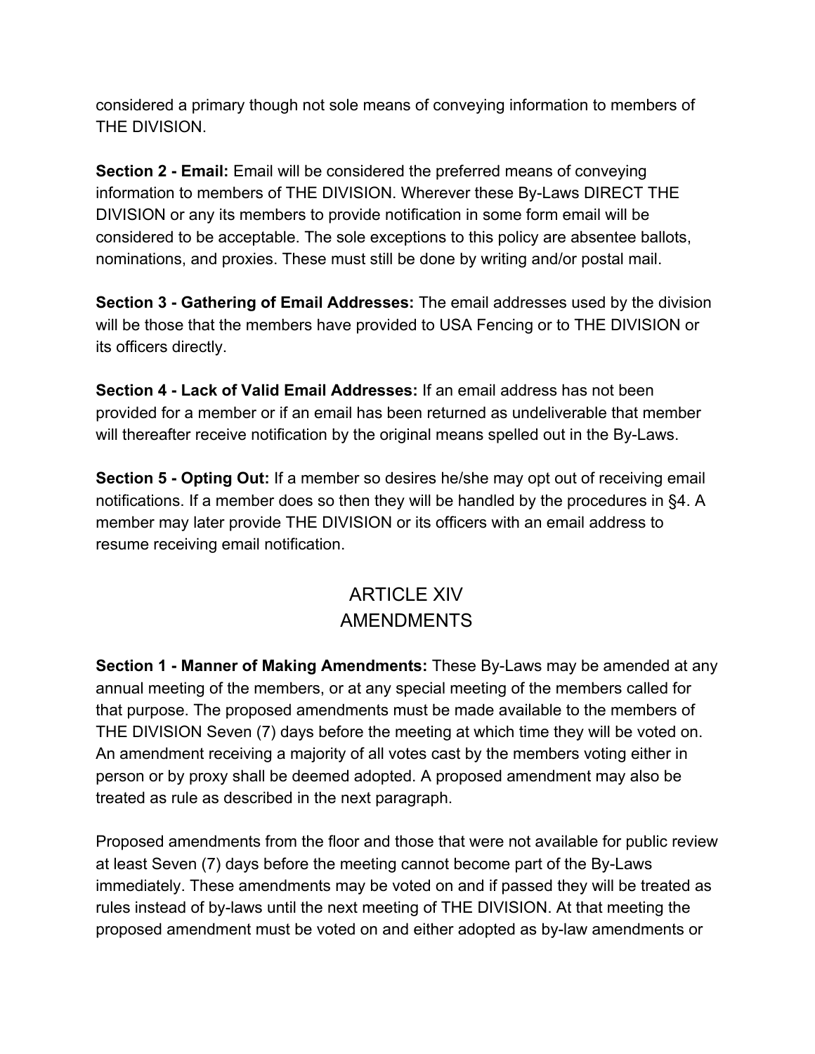considered a primary though not sole means of conveying information to members of THE DIVISION.

**Section 2 - Email:** Email will be considered the preferred means of conveying information to members of THE DIVISION. Wherever these By-Laws DIRECT THE DIVISION or any its members to provide notification in some form email will be considered to be acceptable. The sole exceptions to this policy are absentee ballots, nominations, and proxies. These must still be done by writing and/or postal mail.

**Section 3 - Gathering of Email Addresses:** The email addresses used by the division will be those that the members have provided to USA Fencing or to THE DIVISION or its officers directly.

**Section 4 - Lack of Valid Email Addresses:** If an email address has not been provided for a member or if an email has been returned as undeliverable that member will thereafter receive notification by the original means spelled out in the By-Laws.

**Section 5 - Opting Out:** If a member so desires he/she may opt out of receiving email notifications. If a member does so then they will be handled by the procedures in §4. A member may later provide THE DIVISION or its officers with an email address to resume receiving email notification.

## ARTICLE XIV
## AMENDMENTS

**Section 1 - Manner of Making Amendments:** These By-Laws may be amended at any annual meeting of the members, or at any special meeting of the members called for that purpose. The proposed amendments must be made available to the members of THE DIVISION Seven (7) days before the meeting at which time they will be voted on. An amendment receiving a majority of all votes cast by the members voting either in person or by proxy shall be deemed adopted. A proposed amendment may also be treated as rule as described in the next paragraph.

Proposed amendments from the floor and those that were not available for public review at least Seven (7) days before the meeting cannot become part of the By-Laws immediately. These amendments may be voted on and if passed they will be treated as rules instead of by-laws until the next meeting of THE DIVISION. At that meeting the proposed amendment must be voted on and either adopted as by-law amendments or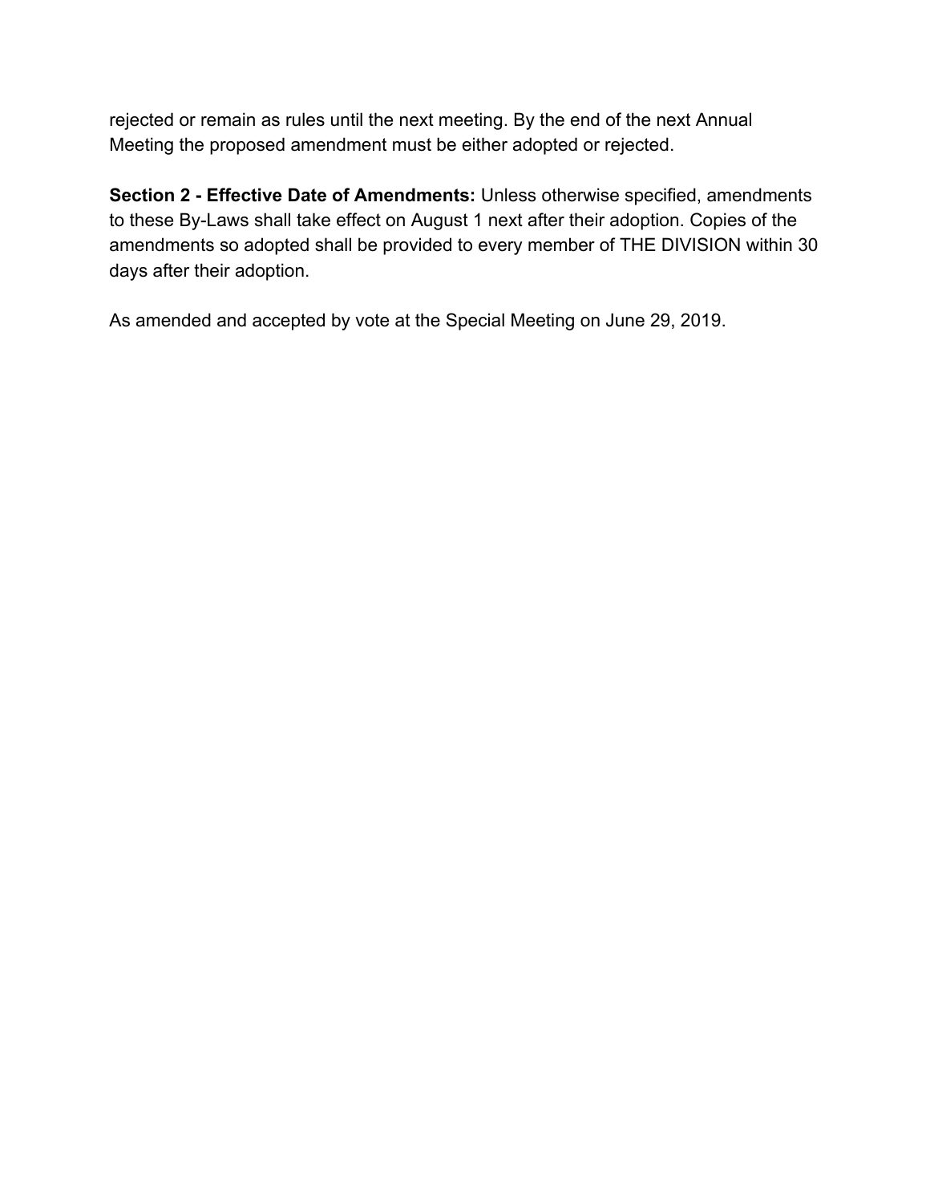rejected or remain as rules until the next meeting. By the end of the next Annual Meeting the proposed amendment must be either adopted or rejected.

**Section 2 - Effective Date of Amendments:** Unless otherwise specified, amendments to these By-Laws shall take effect on August 1 next after their adoption. Copies of the amendments so adopted shall be provided to every member of THE DIVISION within 30 days after their adoption.

As amended and accepted by vote at the Special Meeting on June 29, 2019.